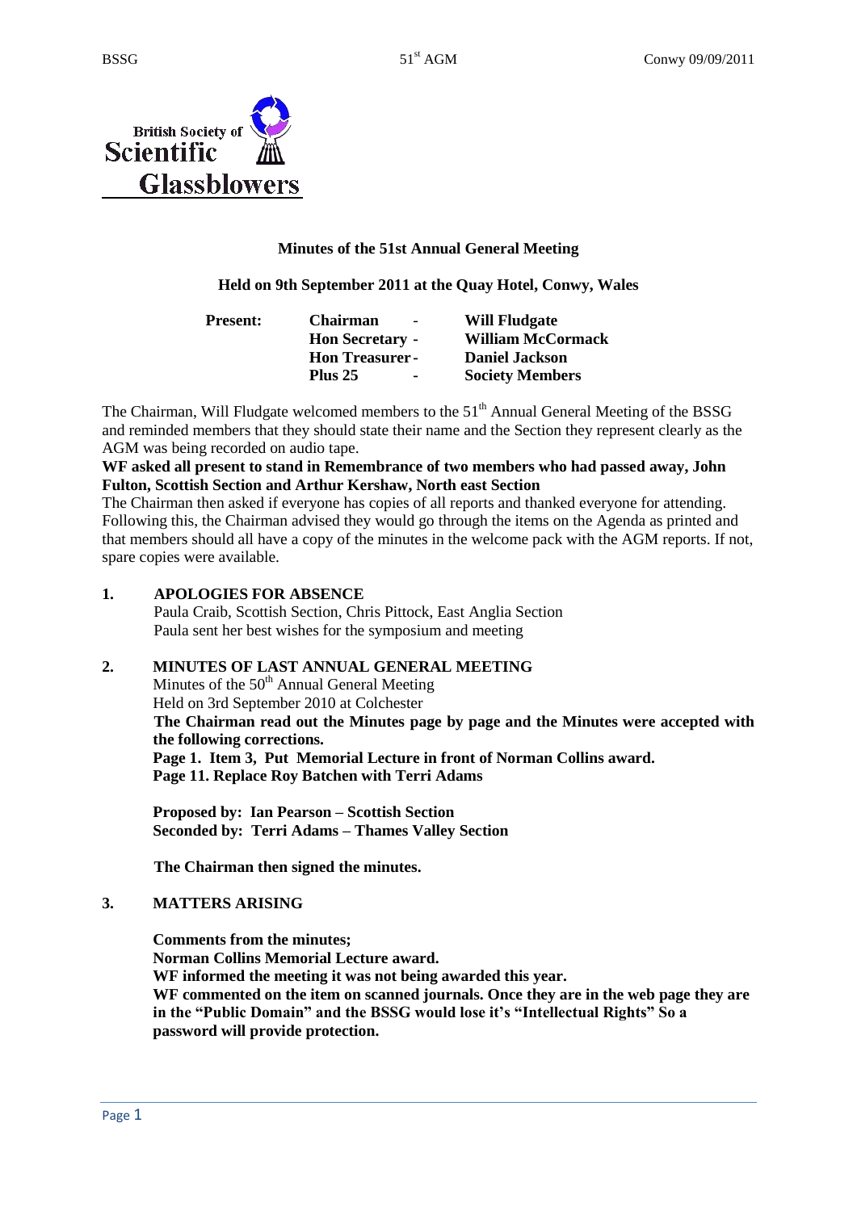British Society of Scientific Glassblowers

**Minutes of the 51st Annual General Meeting**

**Held on 9th September 2011 at the Quay Hotel, Conwy, Wales**

| **Present:** | | |
|---|---|---|
| | **Chairman -** | **Will Fludgate** |
| | **Hon Secretary -** | **William McCormack** |
| | **Hon Treasurer -** | **Daniel Jackson** |
| | **Plus 25 -** | **Society Members** |

The Chairman, Will Fludgate welcomed members to the 51[th] Annual General Meeting of the BSSG and reminded members that they should state their name and the Section they represent clearly as the AGM was being recorded on audio tape.

**WF asked all present to stand in Remembrance of two members who had passed away, John Fulton, Scottish Section and Arthur Kershaw, North east Section**

The Chairman then asked if everyone has copies of all reports and thanked everyone for attending. Following this, the Chairman advised they would go through the items on the Agenda as printed and that members should all have a copy of the minutes in the welcome pack with the AGM reports. If not, spare copies were available.

## 1. APOLOGIES FOR ABSENCE

Paula Craib, Scottish Section, Chris Pittock, East Anglia Section
Paula sent her best wishes for the symposium and meeting

## 2. MINUTES OF LAST ANNUAL GENERAL MEETING

Minutes of the 50[th] Annual General Meeting
Held on 3rd September 2010 at Colchester

**The Chairman read out the Minutes page by page and the Minutes were accepted with the following corrections.**
**Page 1. Item 3, Put Memorial Lecture in front of Norman Collins award.**
**Page 11. Replace Roy Batchen with Terri Adams**

**Proposed by: Ian Pearson – Scottish Section**
**Seconded by: Terri Adams – Thames Valley Section**

**The Chairman then signed the minutes.**

## 3. MATTERS ARISING

**Comments from the minutes;**
**Norman Collins Memorial Lecture award.**
**WF informed the meeting it was not being awarded this year.**
**WF commented on the item on scanned journals. Once they are in the web page they are in the "Public Domain" and the BSSG would lose it's "Intellectual Rights" So a password will provide protection.**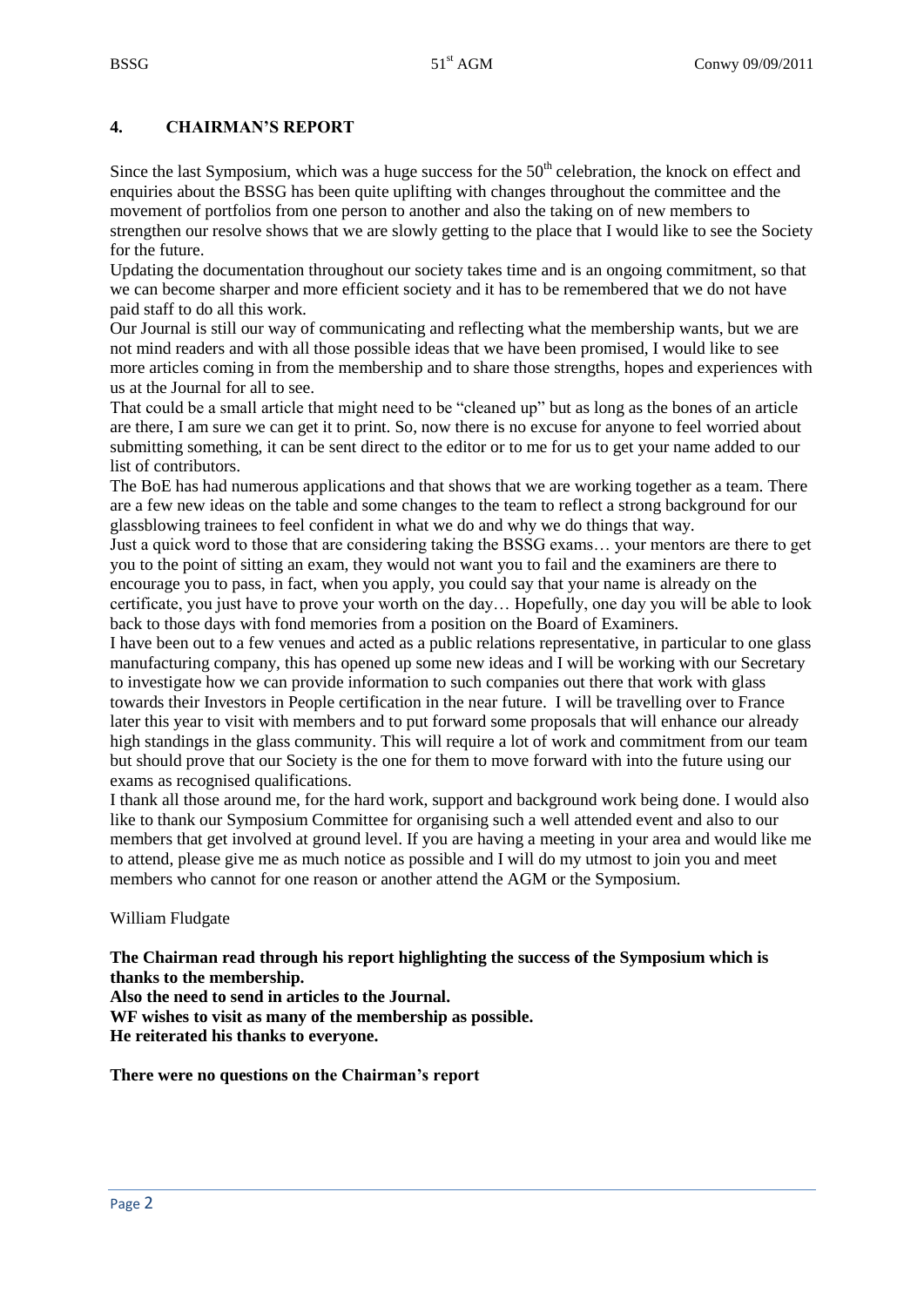## 4. CHAIRMAN'S REPORT

Since the last Symposium, which was a huge success for the 50th celebration, the knock on effect and enquiries about the BSSG has been quite uplifting with changes throughout the committee and the movement of portfolios from one person to another and also the taking on of new members to strengthen our resolve shows that we are slowly getting to the place that I would like to see the Society for the future.

Updating the documentation throughout our society takes time and is an ongoing commitment, so that we can become sharper and more efficient society and it has to be remembered that we do not have paid staff to do all this work.

Our Journal is still our way of communicating and reflecting what the membership wants, but we are not mind readers and with all those possible ideas that we have been promised, I would like to see more articles coming in from the membership and to share those strengths, hopes and experiences with us at the Journal for all to see.

That could be a small article that might need to be "cleaned up" but as long as the bones of an article are there, I am sure we can get it to print. So, now there is no excuse for anyone to feel worried about submitting something, it can be sent direct to the editor or to me for us to get your name added to our list of contributors.

The BoE has had numerous applications and that shows that we are working together as a team. There are a few new ideas on the table and some changes to the team to reflect a strong background for our glassblowing trainees to feel confident in what we do and why we do things that way.

Just a quick word to those that are considering taking the BSSG exams… your mentors are there to get you to the point of sitting an exam, they would not want you to fail and the examiners are there to encourage you to pass, in fact, when you apply, you could say that your name is already on the certificate, you just have to prove your worth on the day… Hopefully, one day you will be able to look back to those days with fond memories from a position on the Board of Examiners.

I have been out to a few venues and acted as a public relations representative, in particular to one glass manufacturing company, this has opened up some new ideas and I will be working with our Secretary to investigate how we can provide information to such companies out there that work with glass towards their Investors in People certification in the near future. I will be travelling over to France later this year to visit with members and to put forward some proposals that will enhance our already high standings in the glass community. This will require a lot of work and commitment from our team but should prove that our Society is the one for them to move forward with into the future using our exams as recognised qualifications.

I thank all those around me, for the hard work, support and background work being done. I would also like to thank our Symposium Committee for organising such a well attended event and also to our members that get involved at ground level. If you are having a meeting in your area and would like me to attend, please give me as much notice as possible and I will do my utmost to join you and meet members who cannot for one reason or another attend the AGM or the Symposium.

William Fludgate

**The Chairman read through his report highlighting the success of the Symposium which is thanks to the membership.**
**Also the need to send in articles to the Journal.**
**WF wishes to visit as many of the membership as possible.**
**He reiterated his thanks to everyone.**

**There were no questions on the Chairman's report**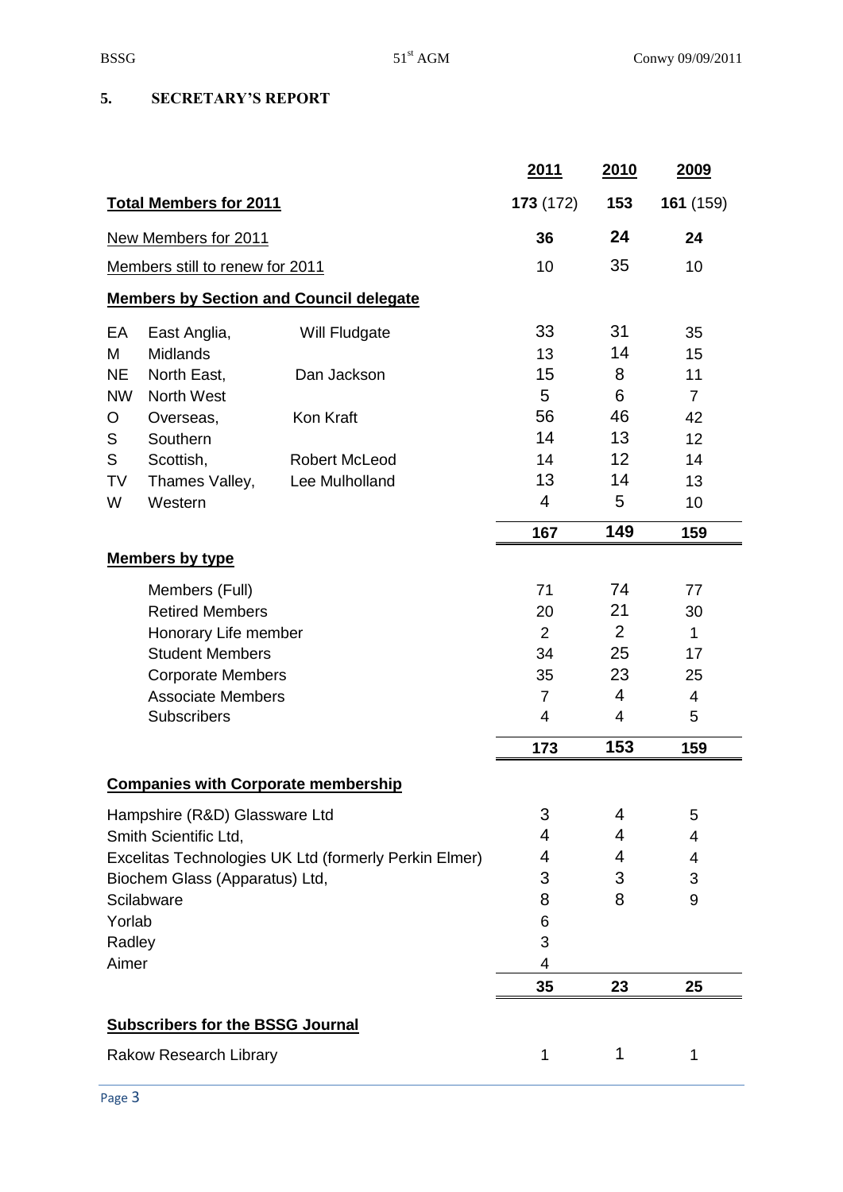## 5. SECRETARY'S REPORT

| | | | 2011 | 2010 | 2009 |
|---|---|---|---|---|---|
| **Total Members for 2011** | | | **173** (172) | **153** | **161** (159) |
| New Members for 2011 | | | **36** | **24** | **24** |
| Members still to renew for 2011 | | | 10 | 35 | 10 |
| **Members by Section and Council delegate** | | | | | |
| EA | East Anglia, | Will Fludgate | 33 | 31 | 35 |
| M | Midlands | | 13 | 14 | 15 |
| NE | North East, | Dan Jackson | 15 | 8 | 11 |
| NW | North West | | 5 | 6 | 7 |
| O | Overseas, | Kon Kraft | 56 | 46 | 42 |
| S | Southern | | 14 | 13 | 12 |
| S | Scottish, | Robert McLeod | 14 | 12 | 14 |
| TV | Thames Valley, | Lee Mulholland | 13 | 14 | 13 |
| W | Western | | 4 | 5 | 10 |
| | | | **167** | **149** | **159** |
| **Members by type** | | | | | |
| | Members (Full) | | 71 | 74 | 77 |
| | Retired Members | | 20 | 21 | 30 |
| | Honorary Life member | | 2 | 2 | 1 |
| | Student Members | | 34 | 25 | 17 |
| | Corporate Members | | 35 | 23 | 25 |
| | Associate Members | | 7 | 4 | 4 |
| | Subscribers | | 4 | 4 | 5 |
| | | | **173** | **153** | **159** |
| **Companies with Corporate membership** | | | | | |
| Hampshire (R&D) Glassware Ltd | | | 3 | 4 | 5 |
| Smith Scientific Ltd, | | | 4 | 4 | 4 |
| Excelitas Technologies UK Ltd (formerly Perkin Elmer) | | | 4 | 4 | 4 |
| Biochem Glass (Apparatus) Ltd, | | | 3 | 3 | 3 |
| Scilabware | | | 8 | 8 | 9 |
| Yorlab | | | 6 | | |
| Radley | | | 3 | | |
| Aimer | | | 4 | | |
| | | | **35** | **23** | **25** |
| **Subscribers for the BSSG Journal** | | | | | |
| Rakow Research Library | | | 1 | 1 | 1 |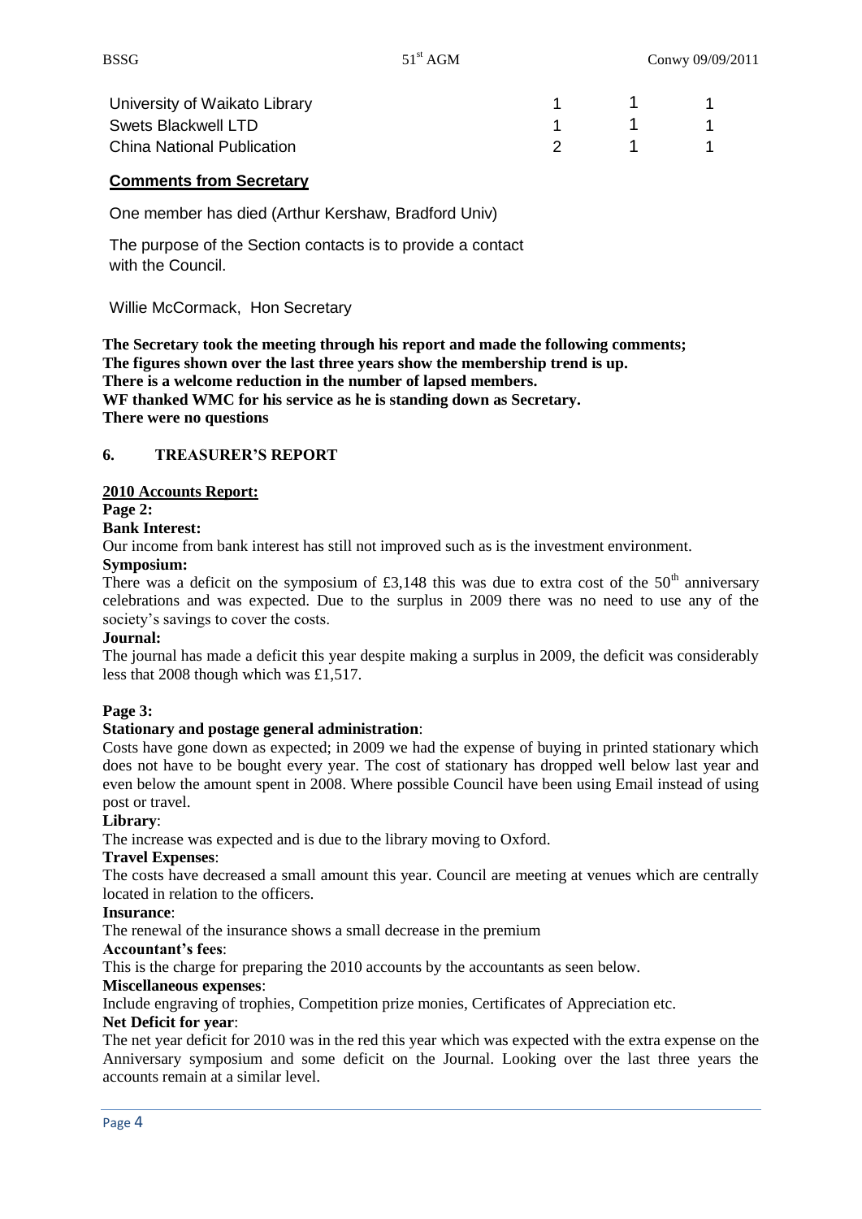| | | | |
|---|---|---|---|
| University of Waikato Library | 1 | 1 | 1 |
| Swets Blackwell LTD | 1 | 1 | 1 |
| China National Publication | 2 | 1 | 1 |

**Comments from Secretary**

One member has died (Arthur Kershaw, Bradford Univ)

The purpose of the Section contacts is to provide a contact with the Council.

Willie McCormack, Hon Secretary

**The Secretary took the meeting through his report and made the following comments;**
**The figures shown over the last three years show the membership trend is up.**
**There is a welcome reduction in the number of lapsed members.**
**WF thanked WMC for his service as he is standing down as Secretary.**
**There were no questions**

## 6. TREASURER'S REPORT

**2010 Accounts Report:**

**Page 2:**

**Bank Interest:**

Our income from bank interest has still not improved such as is the investment environment.

**Symposium:**

There was a deficit on the symposium of £3,148 this was due to extra cost of the 50th anniversary celebrations and was expected. Due to the surplus in 2009 there was no need to use any of the society's savings to cover the costs.

**Journal:**

The journal has made a deficit this year despite making a surplus in 2009, the deficit was considerably less that 2008 though which was £1,517.

**Page 3:**

**Stationary and postage general administration**:

Costs have gone down as expected; in 2009 we had the expense of buying in printed stationary which does not have to be bought every year. The cost of stationary has dropped well below last year and even below the amount spent in 2008. Where possible Council have been using Email instead of using post or travel.

**Library**:

The increase was expected and is due to the library moving to Oxford.

**Travel Expenses**:

The costs have decreased a small amount this year. Council are meeting at venues which are centrally located in relation to the officers.

**Insurance**:

The renewal of the insurance shows a small decrease in the premium

**Accountant's fees**:

This is the charge for preparing the 2010 accounts by the accountants as seen below.

**Miscellaneous expenses**:

Include engraving of trophies, Competition prize monies, Certificates of Appreciation etc.

**Net Deficit for year**:

The net year deficit for 2010 was in the red this year which was expected with the extra expense on the Anniversary symposium and some deficit on the Journal. Looking over the last three years the accounts remain at a similar level.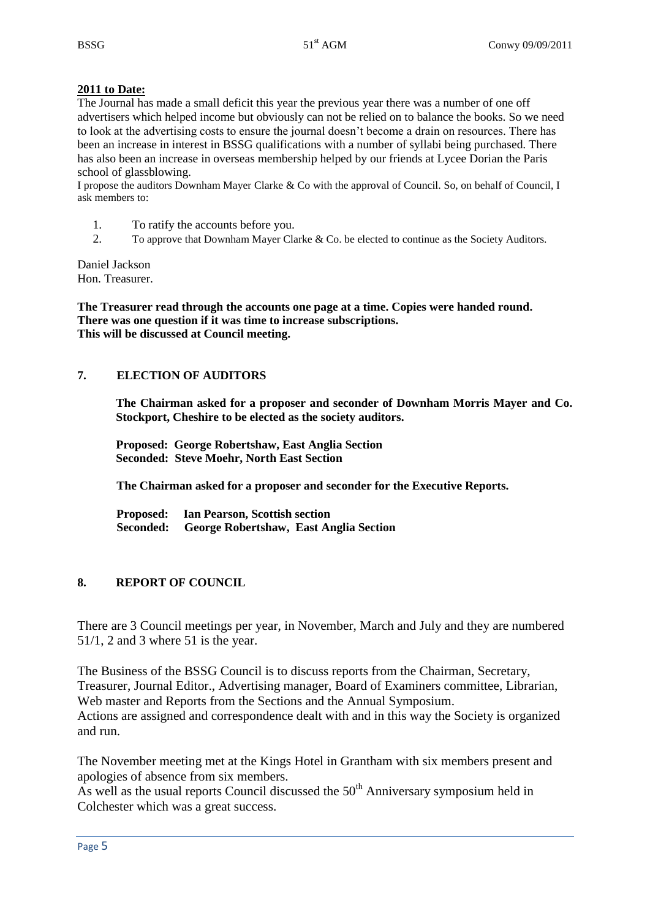**2011 to Date:**

The Journal has made a small deficit this year the previous year there was a number of one off advertisers which helped income but obviously can not be relied on to balance the books. So we need to look at the advertising costs to ensure the journal doesn't become a drain on resources. There has been an increase in interest in BSSG qualifications with a number of syllabi being purchased. There has also been an increase in overseas membership helped by our friends at Lycee Dorian the Paris school of glassblowing.

I propose the auditors Downham Mayer Clarke & Co with the approval of Council. So, on behalf of Council, I ask members to:

1. To ratify the accounts before you.
2. To approve that Downham Mayer Clarke & Co. be elected to continue as the Society Auditors.

Daniel Jackson
Hon. Treasurer.

**The Treasurer read through the accounts one page at a time. Copies were handed round. There was one question if it was time to increase subscriptions. This will be discussed at Council meeting.**

## 7. ELECTION OF AUDITORS

**The Chairman asked for a proposer and seconder of Downham Morris Mayer and Co. Stockport, Cheshire to be elected as the society auditors.**

**Proposed: George Robertshaw, East Anglia Section**
**Seconded: Steve Moehr, North East Section**

**The Chairman asked for a proposer and seconder for the Executive Reports.**

**Proposed: Ian Pearson, Scottish section**
**Seconded: George Robertshaw, East Anglia Section**

## 8. REPORT OF COUNCIL

There are 3 Council meetings per year, in November, March and July and they are numbered 51/1, 2 and 3 where 51 is the year.

The Business of the BSSG Council is to discuss reports from the Chairman, Secretary, Treasurer, Journal Editor., Advertising manager, Board of Examiners committee, Librarian, Web master and Reports from the Sections and the Annual Symposium.
Actions are assigned and correspondence dealt with and in this way the Society is organized and run.

The November meeting met at the Kings Hotel in Grantham with six members present and apologies of absence from six members.
As well as the usual reports Council discussed the 50th Anniversary symposium held in Colchester which was a great success.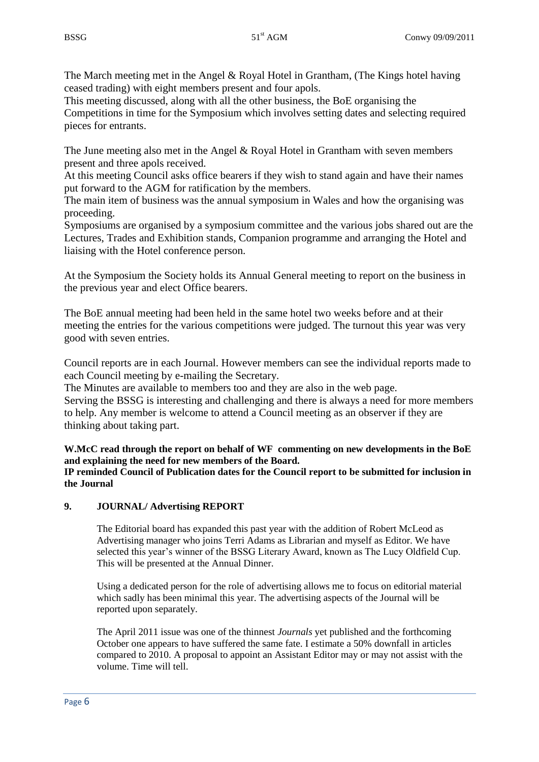The March meeting met in the Angel & Royal Hotel in Grantham, (The Kings hotel having ceased trading) with eight members present and four apols.
This meeting discussed, along with all the other business, the BoE organising the Competitions in time for the Symposium which involves setting dates and selecting required pieces for entrants.

The June meeting also met in the Angel & Royal Hotel in Grantham with seven members present and three apols received.
At this meeting Council asks office bearers if they wish to stand again and have their names put forward to the AGM for ratification by the members.
The main item of business was the annual symposium in Wales and how the organising was proceeding.
Symposiums are organised by a symposium committee and the various jobs shared out are the Lectures, Trades and Exhibition stands, Companion programme and arranging the Hotel and liaising with the Hotel conference person.

At the Symposium the Society holds its Annual General meeting to report on the business in the previous year and elect Office bearers.

The BoE annual meeting had been held in the same hotel two weeks before and at their meeting the entries for the various competitions were judged. The turnout this year was very good with seven entries.

Council reports are in each Journal. However members can see the individual reports made to each Council meeting by e-mailing the Secretary.
The Minutes are available to members too and they are also in the web page.
Serving the BSSG is interesting and challenging and there is always a need for more members to help. Any member is welcome to attend a Council meeting as an observer if they are thinking about taking part.

**W.McC read through the report on behalf of WF commenting on new developments in the BoE and explaining the need for new members of the Board.**
**IP reminded Council of Publication dates for the Council report to be submitted for inclusion in the Journal**

## 9. JOURNAL/ Advertising REPORT

The Editorial board has expanded this past year with the addition of Robert McLeod as Advertising manager who joins Terri Adams as Librarian and myself as Editor. We have selected this year's winner of the BSSG Literary Award, known as The Lucy Oldfield Cup. This will be presented at the Annual Dinner.

Using a dedicated person for the role of advertising allows me to focus on editorial material which sadly has been minimal this year. The advertising aspects of the Journal will be reported upon separately.

The April 2011 issue was one of the thinnest *Journals* yet published and the forthcoming October one appears to have suffered the same fate. I estimate a 50% downfall in articles compared to 2010. A proposal to appoint an Assistant Editor may or may not assist with the volume. Time will tell.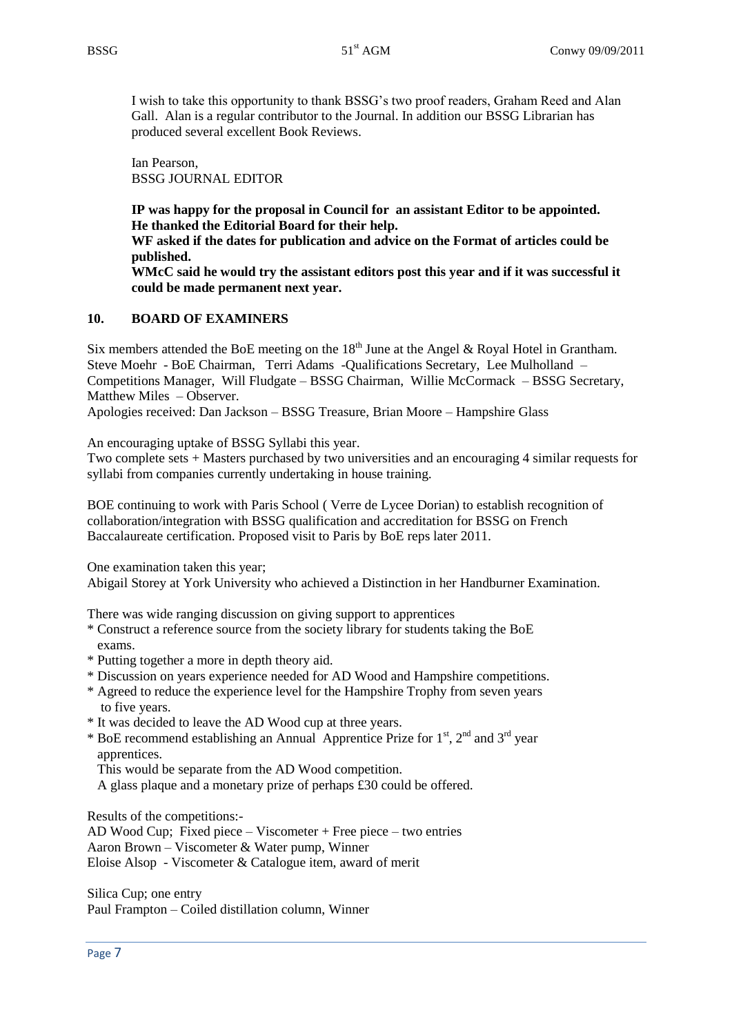I wish to take this opportunity to thank BSSG's two proof readers, Graham Reed and Alan Gall. Alan is a regular contributor to the Journal. In addition our BSSG Librarian has produced several excellent Book Reviews.

Ian Pearson,
BSSG JOURNAL EDITOR

**IP was happy for the proposal in Council for an assistant Editor to be appointed. He thanked the Editorial Board for their help.**
**WF asked if the dates for publication and advice on the Format of articles could be published.**
**WMcC said he would try the assistant editors post this year and if it was successful it could be made permanent next year.**

## 10. BOARD OF EXAMINERS

Six members attended the BoE meeting on the 18th June at the Angel & Royal Hotel in Grantham. Steve Moehr - BoE Chairman, Terri Adams -Qualifications Secretary, Lee Mulholland – Competitions Manager, Will Fludgate – BSSG Chairman, Willie McCormack – BSSG Secretary, Matthew Miles – Observer.
Apologies received: Dan Jackson – BSSG Treasure, Brian Moore – Hampshire Glass

An encouraging uptake of BSSG Syllabi this year.
Two complete sets + Masters purchased by two universities and an encouraging 4 similar requests for syllabi from companies currently undertaking in house training.

BOE continuing to work with Paris School ( Verre de Lycee Dorian) to establish recognition of collaboration/integration with BSSG qualification and accreditation for BSSG on French Baccalaureate certification. Proposed visit to Paris by BoE reps later 2011.

One examination taken this year;
Abigail Storey at York University who achieved a Distinction in her Handburner Examination.

There was wide ranging discussion on giving support to apprentices

* Construct a reference source from the society library for students taking the BoE exams.
* Putting together a more in depth theory aid.
* Discussion on years experience needed for AD Wood and Hampshire competitions.
* Agreed to reduce the experience level for the Hampshire Trophy from seven years to five years.
* It was decided to leave the AD Wood cup at three years.
* BoE recommend establishing an Annual Apprentice Prize for 1st, 2nd and 3rd year apprentices.
  This would be separate from the AD Wood competition.
  A glass plaque and a monetary prize of perhaps £30 could be offered.

Results of the competitions:-
AD Wood Cup; Fixed piece – Viscometer + Free piece – two entries
Aaron Brown – Viscometer & Water pump, Winner
Eloise Alsop - Viscometer & Catalogue item, award of merit

Silica Cup; one entry
Paul Frampton – Coiled distillation column, Winner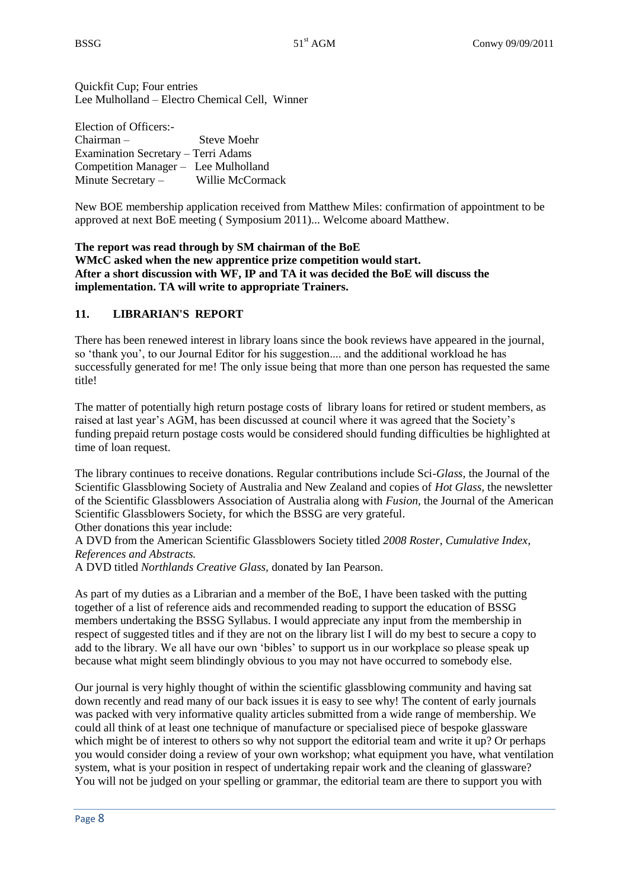Quickfit Cup; Four entries
Lee Mulholland – Electro Chemical Cell, Winner

Election of Officers:-
Chairman – Steve Moehr
Examination Secretary – Terri Adams
Competition Manager – Lee Mulholland
Minute Secretary – Willie McCormack

New BOE membership application received from Matthew Miles: confirmation of appointment to be approved at next BoE meeting ( Symposium 2011)... Welcome aboard Matthew.

**The report was read through by SM chairman of the BoE**
**WMcC asked when the new apprentice prize competition would start.**
**After a short discussion with WF, IP and TA it was decided the BoE will discuss the implementation. TA will write to appropriate Trainers.**

## 11. LIBRARIAN'S REPORT

There has been renewed interest in library loans since the book reviews have appeared in the journal, so 'thank you', to our Journal Editor for his suggestion.... and the additional workload he has successfully generated for me! The only issue being that more than one person has requested the same title!

The matter of potentially high return postage costs of library loans for retired or student members, as raised at last year's AGM, has been discussed at council where it was agreed that the Society's funding prepaid return postage costs would be considered should funding difficulties be highlighted at time of loan request.

The library continues to receive donations. Regular contributions include Sci-*Glass,* the Journal of the Scientific Glassblowing Society of Australia and New Zealand and copies of *Hot Glass,* the newsletter of the Scientific Glassblowers Association of Australia along with *Fusion,* the Journal of the American Scientific Glassblowers Society, for which the BSSG are very grateful.
Other donations this year include:
A DVD from the American Scientific Glassblowers Society titled *2008 Roster, Cumulative Index, References and Abstracts.*
A DVD titled *Northlands Creative Glass,* donated by Ian Pearson.

As part of my duties as a Librarian and a member of the BoE, I have been tasked with the putting together of a list of reference aids and recommended reading to support the education of BSSG members undertaking the BSSG Syllabus. I would appreciate any input from the membership in respect of suggested titles and if they are not on the library list I will do my best to secure a copy to add to the library. We all have our own 'bibles' to support us in our workplace so please speak up because what might seem blindingly obvious to you may not have occurred to somebody else.

Our journal is very highly thought of within the scientific glassblowing community and having sat down recently and read many of our back issues it is easy to see why! The content of early journals was packed with very informative quality articles submitted from a wide range of membership. We could all think of at least one technique of manufacture or specialised piece of bespoke glassware which might be of interest to others so why not support the editorial team and write it up? Or perhaps you would consider doing a review of your own workshop; what equipment you have, what ventilation system, what is your position in respect of undertaking repair work and the cleaning of glassware? You will not be judged on your spelling or grammar, the editorial team are there to support you with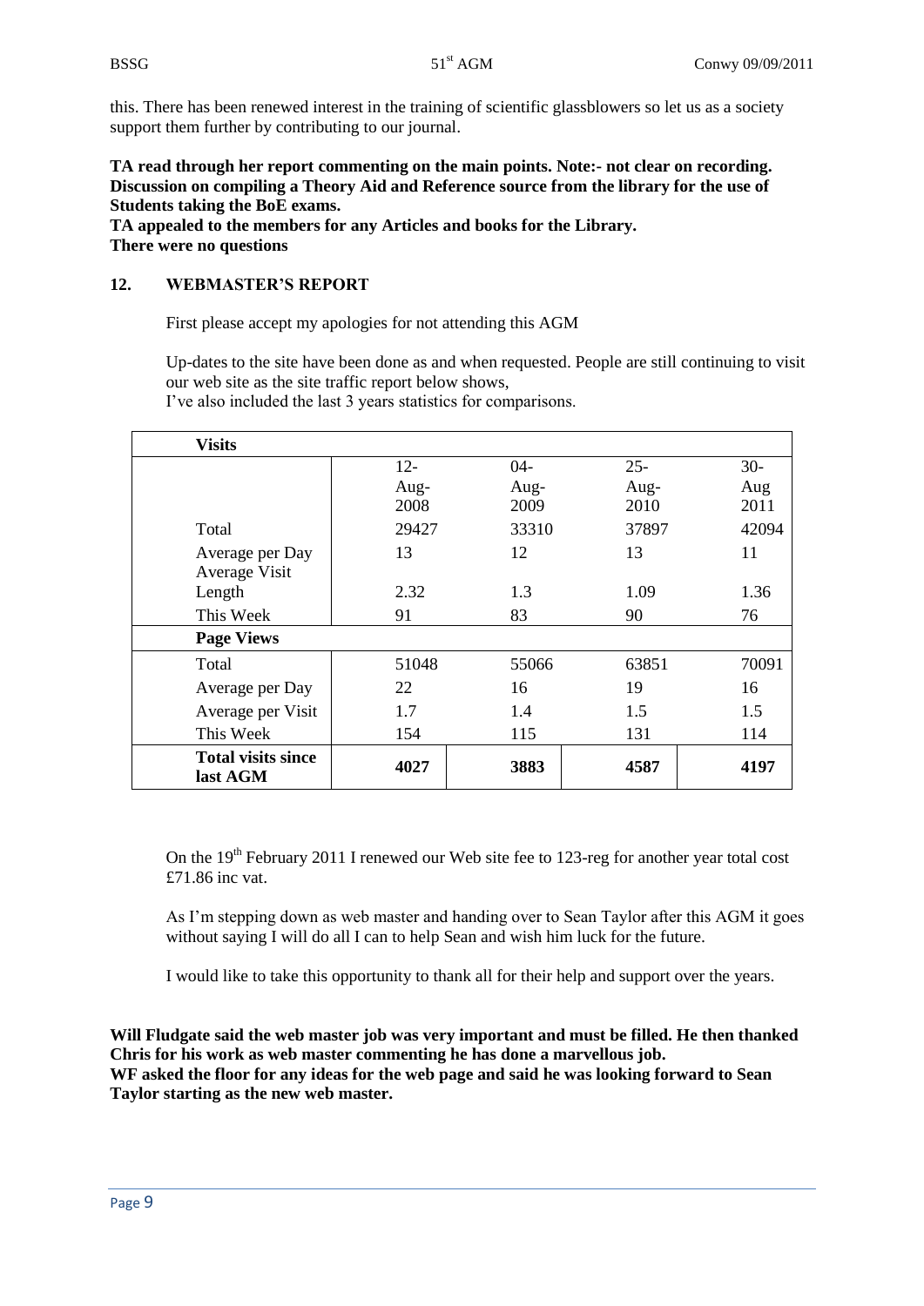this. There has been renewed interest in the training of scientific glassblowers so let us as a society support them further by contributing to our journal.

**TA read through her report commenting on the main points. Note:- not clear on recording. Discussion on compiling a Theory Aid and Reference source from the library for the use of Students taking the BoE exams.**
**TA appealed to the members for any Articles and books for the Library.**
**There were no questions**

## 12. WEBMASTER'S REPORT

First please accept my apologies for not attending this AGM

Up-dates to the site have been done as and when requested. People are still continuing to visit our web site as the site traffic report below shows,
I've also included the last 3 years statistics for comparisons.

| **Visits** | | | | |
|---|---|---|---|---|
| | 12-Aug-2008 | 04-Aug-2009 | 25-Aug-2010 | 30-Aug 2011 |
| Total | 29427 | 33310 | 37897 | 42094 |
| Average per Day | 13 | 12 | 13 | 11 |
| Average Visit Length | 2.32 | 1.3 | 1.09 | 1.36 |
| This Week | 91 | 83 | 90 | 76 |
| **Page Views** | | | | |
| Total | 51048 | 55066 | 63851 | 70091 |
| Average per Day | 22 | 16 | 19 | 16 |
| Average per Visit | 1.7 | 1.4 | 1.5 | 1.5 |
| This Week | 154 | 115 | 131 | 114 |
| **Total visits since last AGM** | **4027** | **3883** | **4587** | **4197** |

On the 19th February 2011 I renewed our Web site fee to 123-reg for another year total cost £71.86 inc vat.

As I'm stepping down as web master and handing over to Sean Taylor after this AGM it goes without saying I will do all I can to help Sean and wish him luck for the future.

I would like to take this opportunity to thank all for their help and support over the years.

**Will Fludgate said the web master job was very important and must be filled. He then thanked Chris for his work as web master commenting he has done a marvellous job.**
**WF asked the floor for any ideas for the web page and said he was looking forward to Sean Taylor starting as the new web master.**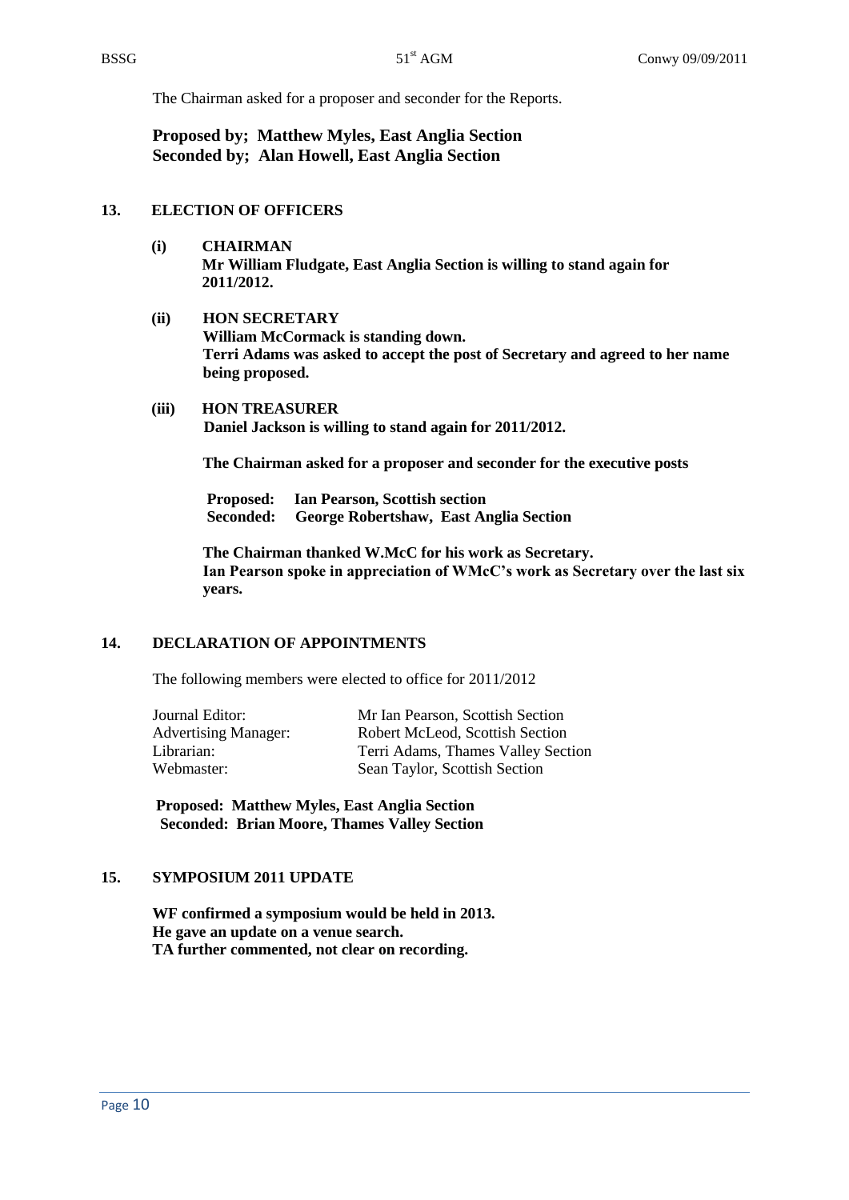The Chairman asked for a proposer and seconder for the Reports.

**Proposed by; Matthew Myles, East Anglia Section**
**Seconded by; Alan Howell, East Anglia Section**

## 13. ELECTION OF OFFICERS

**(i) CHAIRMAN**
**Mr William Fludgate, East Anglia Section is willing to stand again for 2011/2012.**

**(ii) HON SECRETARY**
**William McCormack is standing down.**
**Terri Adams was asked to accept the post of Secretary and agreed to her name being proposed.**

**(iii) HON TREASURER**
**Daniel Jackson is willing to stand again for 2011/2012.**

**The Chairman asked for a proposer and seconder for the executive posts**

**Proposed: Ian Pearson, Scottish section**
**Seconded: George Robertshaw, East Anglia Section**

**The Chairman thanked W.McC for his work as Secretary.**
**Ian Pearson spoke in appreciation of WMcC's work as Secretary over the last six years.**

## 14. DECLARATION OF APPOINTMENTS

The following members were elected to office for 2011/2012

| | |
|---|---|
| Journal Editor: | Mr Ian Pearson, Scottish Section |
| Advertising Manager: | Robert McLeod, Scottish Section |
| Librarian: | Terri Adams, Thames Valley Section |
| Webmaster: | Sean Taylor, Scottish Section |

**Proposed: Matthew Myles, East Anglia Section**
**Seconded: Brian Moore, Thames Valley Section**

## 15. SYMPOSIUM 2011 UPDATE

**WF confirmed a symposium would be held in 2013.**
**He gave an update on a venue search.**
**TA further commented, not clear on recording.**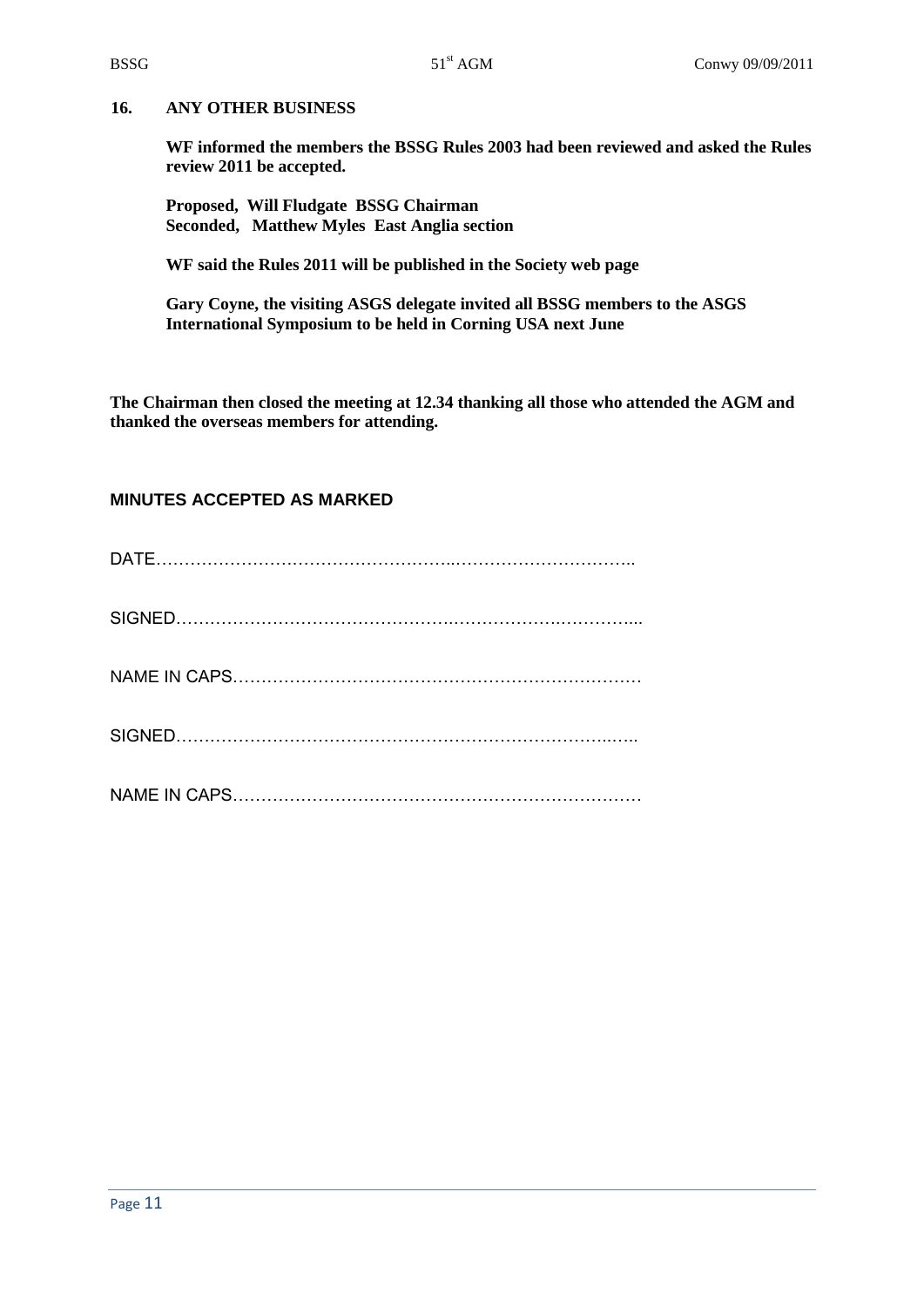**16. ANY OTHER BUSINESS**

**WF informed the members the BSSG Rules 2003 had been reviewed and asked the Rules review 2011 be accepted.**

**Proposed, Will Fludgate BSSG Chairman**
**Seconded, Matthew Myles East Anglia section**

**WF said the Rules 2011 will be published in the Society web page**

**Gary Coyne, the visiting ASGS delegate invited all BSSG members to the ASGS International Symposium to be held in Corning USA next June**

**The Chairman then closed the meeting at 12.34 thanking all those who attended the AGM and thanked the overseas members for attending.**

**MINUTES ACCEPTED AS MARKED**

DATE……………………………………………..…………………………..

SIGNED…………………………………………..……………..…………...

NAME IN CAPS………………………………………………………………

SIGNED…………………………………………………………………..…..

NAME IN CAPS………………………………………………………………